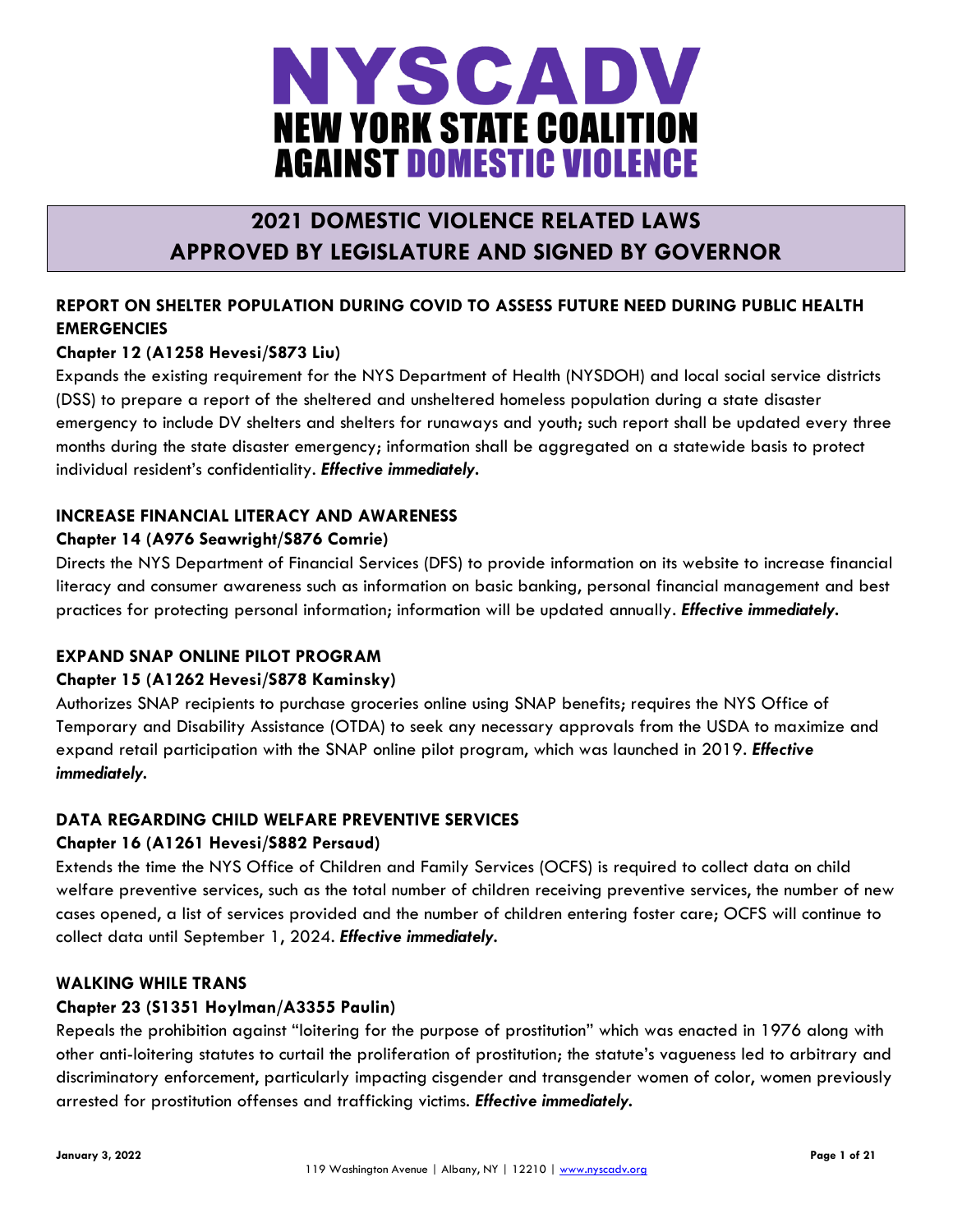# NYSCADV
## NEW YORK STATE COALITION AGAINST DOMESTIC VIOLENCE

# 2021 DOMESTIC VIOLENCE RELATED LAWS APPROVED BY LEGISLATURE AND SIGNED BY GOVERNOR

### REPORT ON SHELTER POPULATION DURING COVID TO ASSESS FUTURE NEED DURING PUBLIC HEALTH EMERGENCIES

**Chapter 12 (A1258 Hevesi/S873 Liu)**

Expands the existing requirement for the NYS Department of Health (NYSDOH) and local social service districts (DSS) to prepare a report of the sheltered and unsheltered homeless population during a state disaster emergency to include DV shelters and shelters for runaways and youth; such report shall be updated every three months during the state disaster emergency; information shall be aggregated on a statewide basis to protect individual resident's confidentiality. ***Effective immediately.***

### INCREASE FINANCIAL LITERACY AND AWARENESS

**Chapter 14 (A976 Seawright/S876 Comrie)**

Directs the NYS Department of Financial Services (DFS) to provide information on its website to increase financial literacy and consumer awareness such as information on basic banking, personal financial management and best practices for protecting personal information; information will be updated annually. ***Effective immediately.***

### EXPAND SNAP ONLINE PILOT PROGRAM

**Chapter 15 (A1262 Hevesi/S878 Kaminsky)**

Authorizes SNAP recipients to purchase groceries online using SNAP benefits; requires the NYS Office of Temporary and Disability Assistance (OTDA) to seek any necessary approvals from the USDA to maximize and expand retail participation with the SNAP online pilot program, which was launched in 2019. ***Effective immediately.***

### DATA REGARDING CHILD WELFARE PREVENTIVE SERVICES

**Chapter 16 (A1261 Hevesi/S882 Persaud)**

Extends the time the NYS Office of Children and Family Services (OCFS) is required to collect data on child welfare preventive services, such as the total number of children receiving preventive services, the number of new cases opened, a list of services provided and the number of children entering foster care; OCFS will continue to collect data until September 1, 2024. ***Effective immediately.***

### WALKING WHILE TRANS

**Chapter 23 (S1351 Hoylman/A3355 Paulin)**

Repeals the prohibition against "loitering for the purpose of prostitution" which was enacted in 1976 along with other anti-loitering statutes to curtail the proliferation of prostitution; the statute's vagueness led to arbitrary and discriminatory enforcement, particularly impacting cisgender and transgender women of color, women previously arrested for prostitution offenses and trafficking victims. ***Effective immediately.***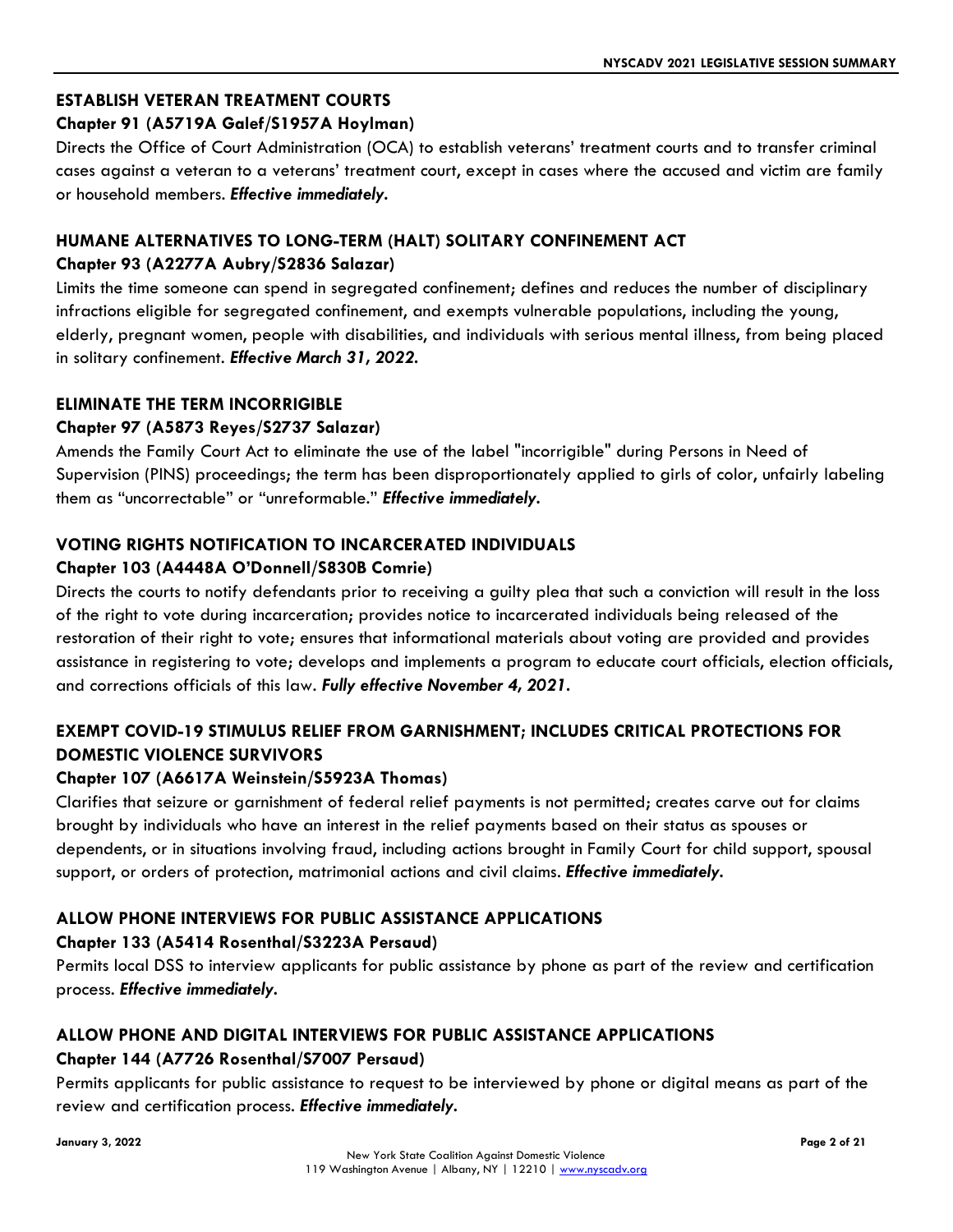### ESTABLISH VETERAN TREATMENT COURTS

**Chapter 91 (A5719A Galef/S1957A Hoylman)**

Directs the Office of Court Administration (OCA) to establish veterans' treatment courts and to transfer criminal cases against a veteran to a veterans' treatment court, except in cases where the accused and victim are family or household members. ***Effective immediately.***

### HUMANE ALTERNATIVES TO LONG-TERM (HALT) SOLITARY CONFINEMENT ACT

**Chapter 93 (A2277A Aubry/S2836 Salazar)**

Limits the time someone can spend in segregated confinement; defines and reduces the number of disciplinary infractions eligible for segregated confinement, and exempts vulnerable populations, including the young, elderly, pregnant women, people with disabilities, and individuals with serious mental illness, from being placed in solitary confinement. ***Effective March 31, 2022.***

### ELIMINATE THE TERM INCORRIGIBLE

**Chapter 97 (A5873 Reyes/S2737 Salazar)**

Amends the Family Court Act to eliminate the use of the label "incorrigible" during Persons in Need of Supervision (PINS) proceedings; the term has been disproportionately applied to girls of color, unfairly labeling them as "uncorrectable" or "unreformable." ***Effective immediately.***

### VOTING RIGHTS NOTIFICATION TO INCARCERATED INDIVIDUALS

**Chapter 103 (A4448A O'Donnell/S830B Comrie)**

Directs the courts to notify defendants prior to receiving a guilty plea that such a conviction will result in the loss of the right to vote during incarceration; provides notice to incarcerated individuals being released of the restoration of their right to vote; ensures that informational materials about voting are provided and provides assistance in registering to vote; develops and implements a program to educate court officials, election officials, and corrections officials of this law. ***Fully effective November 4, 2021.***

### EXEMPT COVID-19 STIMULUS RELIEF FROM GARNISHMENT; INCLUDES CRITICAL PROTECTIONS FOR DOMESTIC VIOLENCE SURVIVORS

**Chapter 107 (A6617A Weinstein/S5923A Thomas)**

Clarifies that seizure or garnishment of federal relief payments is not permitted; creates carve out for claims brought by individuals who have an interest in the relief payments based on their status as spouses or dependents, or in situations involving fraud, including actions brought in Family Court for child support, spousal support, or orders of protection, matrimonial actions and civil claims. ***Effective immediately.***

### ALLOW PHONE INTERVIEWS FOR PUBLIC ASSISTANCE APPLICATIONS

**Chapter 133 (A5414 Rosenthal/S3223A Persaud)**

Permits local DSS to interview applicants for public assistance by phone as part of the review and certification process. ***Effective immediately.***

### ALLOW PHONE AND DIGITAL INTERVIEWS FOR PUBLIC ASSISTANCE APPLICATIONS

**Chapter 144 (A7726 Rosenthal/S7007 Persaud)**

Permits applicants for public assistance to request to be interviewed by phone or digital means as part of the review and certification process. ***Effective immediately.***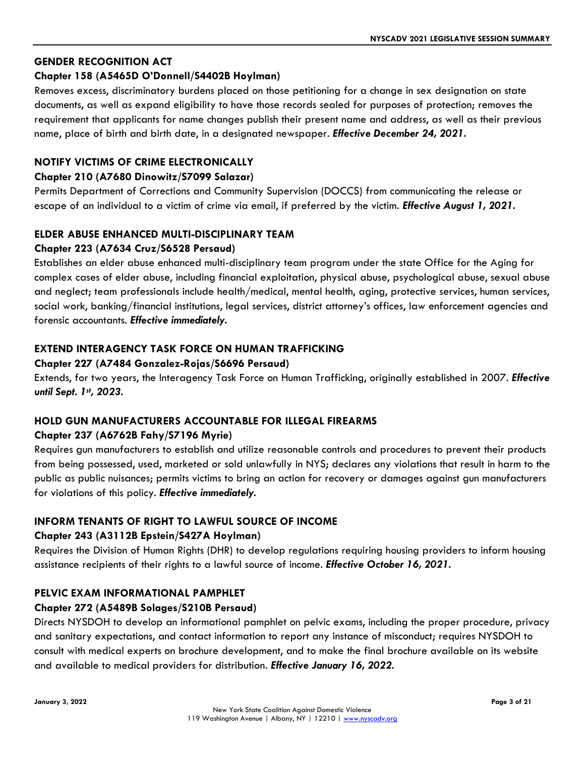### GENDER RECOGNITION ACT

**Chapter 158 (A5465D O'Donnell/S4402B Hoylman)**

Removes excess, discriminatory burdens placed on those petitioning for a change in sex designation on state documents, as well as expand eligibility to have those records sealed for purposes of protection; removes the requirement that applicants for name changes publish their present name and address, as well as their previous name, place of birth and birth date, in a designated newspaper. ***Effective December 24, 2021.***

### NOTIFY VICTIMS OF CRIME ELECTRONICALLY

**Chapter 210 (A7680 Dinowitz/S7099 Salazar)**

Permits Department of Corrections and Community Supervision (DOCCS) from communicating the release or escape of an individual to a victim of crime via email, if preferred by the victim. ***Effective August 1, 2021.***

### ELDER ABUSE ENHANCED MULTI-DISCIPLINARY TEAM

**Chapter 223 (A7634 Cruz/S6528 Persaud)**

Establishes an elder abuse enhanced multi-disciplinary team program under the state Office for the Aging for complex cases of elder abuse, including financial exploitation, physical abuse, psychological abuse, sexual abuse and neglect; team professionals include health/medical, mental health, aging, protective services, human services, social work, banking/financial institutions, legal services, district attorney's offices, law enforcement agencies and forensic accountants. ***Effective immediately.***

### EXTEND INTERAGENCY TASK FORCE ON HUMAN TRAFFICKING

**Chapter 227 (A7484 Gonzalez-Rojas/S6696 Persaud)**

Extends, for two years, the Interagency Task Force on Human Trafficking, originally established in 2007. ***Effective until Sept. 1st, 2023.***

### HOLD GUN MANUFACTURERS ACCOUNTABLE FOR ILLEGAL FIREARMS

**Chapter 237 (A6762B Fahy/S7196 Myrie)**

Requires gun manufacturers to establish and utilize reasonable controls and procedures to prevent their products from being possessed, used, marketed or sold unlawfully in NYS; declares any violations that result in harm to the public as public nuisances; permits victims to bring an action for recovery or damages against gun manufacturers for violations of this policy. ***Effective immediately.***

### INFORM TENANTS OF RIGHT TO LAWFUL SOURCE OF INCOME

**Chapter 243 (A3112B Epstein/S427A Hoylman)**

Requires the Division of Human Rights (DHR) to develop regulations requiring housing providers to inform housing assistance recipients of their rights to a lawful source of income. ***Effective October 16, 2021.***

### PELVIC EXAM INFORMATIONAL PAMPHLET

**Chapter 272 (A5489B Solages/S210B Persaud)**

Directs NYSDOH to develop an informational pamphlet on pelvic exams, including the proper procedure, privacy and sanitary expectations, and contact information to report any instance of misconduct; requires NYSDOH to consult with medical experts on brochure development, and to make the final brochure available on its website and available to medical providers for distribution. ***Effective January 16, 2022.***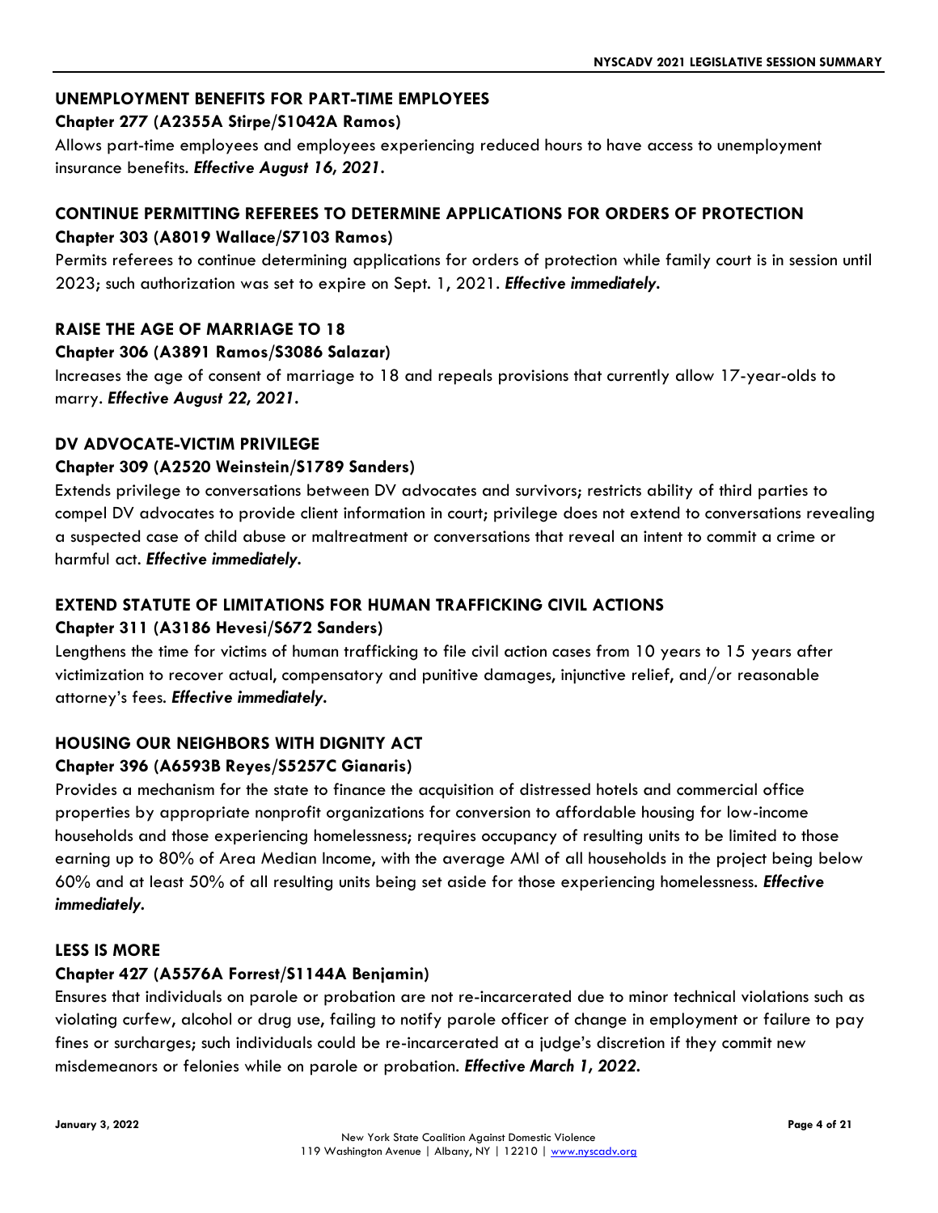### UNEMPLOYMENT BENEFITS FOR PART-TIME EMPLOYEES

**Chapter 277 (A2355A Stirpe/S1042A Ramos)**

Allows part-time employees and employees experiencing reduced hours to have access to unemployment insurance benefits. ***Effective August 16, 2021.***

### CONTINUE PERMITTING REFEREES TO DETERMINE APPLICATIONS FOR ORDERS OF PROTECTION

**Chapter 303 (A8019 Wallace/S7103 Ramos)**

Permits referees to continue determining applications for orders of protection while family court is in session until 2023; such authorization was set to expire on Sept. 1, 2021. ***Effective immediately.***

### RAISE THE AGE OF MARRIAGE TO 18

**Chapter 306 (A3891 Ramos/S3086 Salazar)**

Increases the age of consent of marriage to 18 and repeals provisions that currently allow 17-year-olds to marry. ***Effective August 22, 2021.***

### DV ADVOCATE-VICTIM PRIVILEGE

**Chapter 309 (A2520 Weinstein/S1789 Sanders)**

Extends privilege to conversations between DV advocates and survivors; restricts ability of third parties to compel DV advocates to provide client information in court; privilege does not extend to conversations revealing a suspected case of child abuse or maltreatment or conversations that reveal an intent to commit a crime or harmful act. ***Effective immediately.***

### EXTEND STATUTE OF LIMITATIONS FOR HUMAN TRAFFICKING CIVIL ACTIONS

**Chapter 311 (A3186 Hevesi/S672 Sanders)**

Lengthens the time for victims of human trafficking to file civil action cases from 10 years to 15 years after victimization to recover actual, compensatory and punitive damages, injunctive relief, and/or reasonable attorney's fees. ***Effective immediately.***

### HOUSING OUR NEIGHBORS WITH DIGNITY ACT

**Chapter 396 (A6593B Reyes/S5257C Gianaris)**

Provides a mechanism for the state to finance the acquisition of distressed hotels and commercial office properties by appropriate nonprofit organizations for conversion to affordable housing for low-income households and those experiencing homelessness; requires occupancy of resulting units to be limited to those earning up to 80% of Area Median Income, with the average AMI of all households in the project being below 60% and at least 50% of all resulting units being set aside for those experiencing homelessness. ***Effective immediately.***

### LESS IS MORE

**Chapter 427 (A5576A Forrest/S1144A Benjamin)**

Ensures that individuals on parole or probation are not re-incarcerated due to minor technical violations such as violating curfew, alcohol or drug use, failing to notify parole officer of change in employment or failure to pay fines or surcharges; such individuals could be re-incarcerated at a judge's discretion if they commit new misdemeanors or felonies while on parole or probation. ***Effective March 1, 2022.***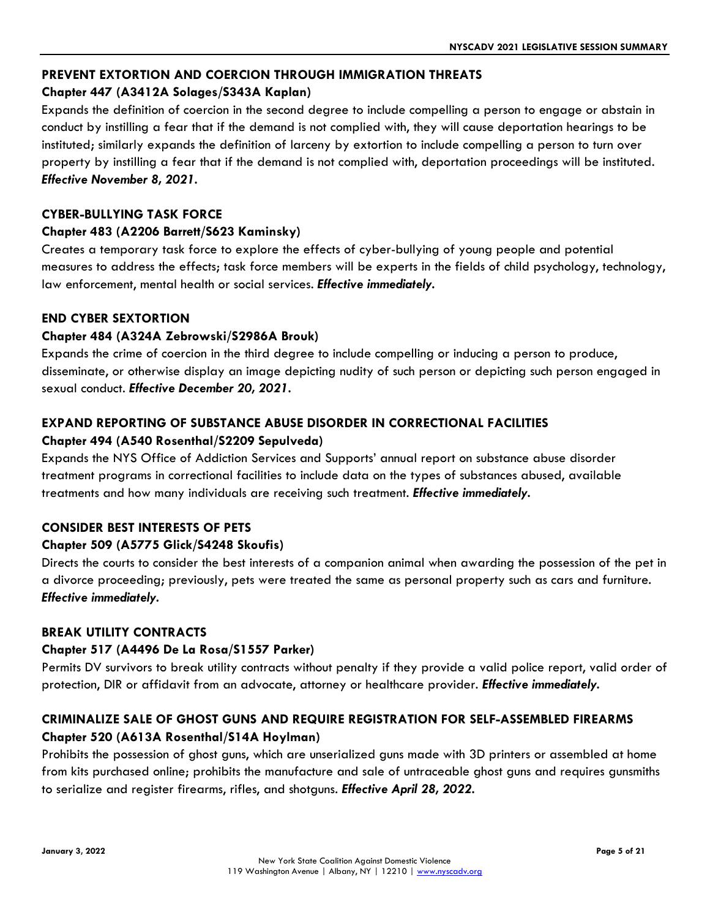### PREVENT EXTORTION AND COERCION THROUGH IMMIGRATION THREATS

**Chapter 447 (A3412A Solages/S343A Kaplan)**

Expands the definition of coercion in the second degree to include compelling a person to engage or abstain in conduct by instilling a fear that if the demand is not complied with, they will cause deportation hearings to be instituted; similarly expands the definition of larceny by extortion to include compelling a person to turn over property by instilling a fear that if the demand is not complied with, deportation proceedings will be instituted. ***Effective November 8, 2021.***

### CYBER-BULLYING TASK FORCE

**Chapter 483 (A2206 Barrett/S623 Kaminsky)**

Creates a temporary task force to explore the effects of cyber-bullying of young people and potential measures to address the effects; task force members will be experts in the fields of child psychology, technology, law enforcement, mental health or social services. ***Effective immediately.***

### END CYBER SEXTORTION

**Chapter 484 (A324A Zebrowski/S2986A Brouk)**

Expands the crime of coercion in the third degree to include compelling or inducing a person to produce, disseminate, or otherwise display an image depicting nudity of such person or depicting such person engaged in sexual conduct. ***Effective December 20, 2021.***

### EXPAND REPORTING OF SUBSTANCE ABUSE DISORDER IN CORRECTIONAL FACILITIES

**Chapter 494 (A540 Rosenthal/S2209 Sepulveda)**

Expands the NYS Office of Addiction Services and Supports' annual report on substance abuse disorder treatment programs in correctional facilities to include data on the types of substances abused, available treatments and how many individuals are receiving such treatment. ***Effective immediately.***

### CONSIDER BEST INTERESTS OF PETS

**Chapter 509 (A5775 Glick/S4248 Skoufis)**

Directs the courts to consider the best interests of a companion animal when awarding the possession of the pet in a divorce proceeding; previously, pets were treated the same as personal property such as cars and furniture. ***Effective immediately.***

### BREAK UTILITY CONTRACTS

**Chapter 517 (A4496 De La Rosa/S1557 Parker)**

Permits DV survivors to break utility contracts without penalty if they provide a valid police report, valid order of protection, DIR or affidavit from an advocate, attorney or healthcare provider. ***Effective immediately.***

### CRIMINALIZE SALE OF GHOST GUNS AND REQUIRE REGISTRATION FOR SELF-ASSEMBLED FIREARMS

**Chapter 520 (A613A Rosenthal/S14A Hoylman)**

Prohibits the possession of ghost guns, which are unserialized guns made with 3D printers or assembled at home from kits purchased online; prohibits the manufacture and sale of untraceable ghost guns and requires gunsmiths to serialize and register firearms, rifles, and shotguns. ***Effective April 28, 2022.***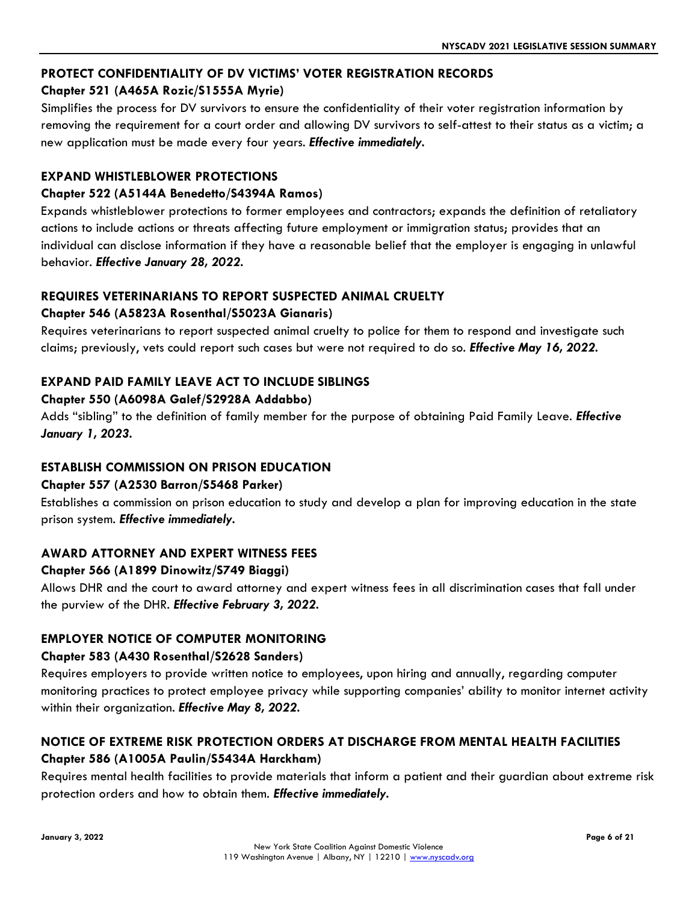### PROTECT CONFIDENTIALITY OF DV VICTIMS' VOTER REGISTRATION RECORDS

**Chapter 521 (A465A Rozic/S1555A Myrie)**

Simplifies the process for DV survivors to ensure the confidentiality of their voter registration information by removing the requirement for a court order and allowing DV survivors to self-attest to their status as a victim; a new application must be made every four years. ***Effective immediately.***

### EXPAND WHISTLEBLOWER PROTECTIONS

**Chapter 522 (A5144A Benedetto/S4394A Ramos)**

Expands whistleblower protections to former employees and contractors; expands the definition of retaliatory actions to include actions or threats affecting future employment or immigration status; provides that an individual can disclose information if they have a reasonable belief that the employer is engaging in unlawful behavior. ***Effective January 28, 2022.***

### REQUIRES VETERINARIANS TO REPORT SUSPECTED ANIMAL CRUELTY

**Chapter 546 (A5823A Rosenthal/S5023A Gianaris)**

Requires veterinarians to report suspected animal cruelty to police for them to respond and investigate such claims; previously, vets could report such cases but were not required to do so. ***Effective May 16, 2022.***

### EXPAND PAID FAMILY LEAVE ACT TO INCLUDE SIBLINGS

**Chapter 550 (A6098A Galef/S2928A Addabbo)**

Adds "sibling" to the definition of family member for the purpose of obtaining Paid Family Leave. ***Effective January 1, 2023.***

### ESTABLISH COMMISSION ON PRISON EDUCATION

**Chapter 557 (A2530 Barron/S5468 Parker)**

Establishes a commission on prison education to study and develop a plan for improving education in the state prison system. ***Effective immediately.***

### AWARD ATTORNEY AND EXPERT WITNESS FEES

**Chapter 566 (A1899 Dinowitz/S749 Biaggi)**

Allows DHR and the court to award attorney and expert witness fees in all discrimination cases that fall under the purview of the DHR. ***Effective February 3, 2022.***

### EMPLOYER NOTICE OF COMPUTER MONITORING

**Chapter 583 (A430 Rosenthal/S2628 Sanders)**

Requires employers to provide written notice to employees, upon hiring and annually, regarding computer monitoring practices to protect employee privacy while supporting companies' ability to monitor internet activity within their organization. ***Effective May 8, 2022.***

### NOTICE OF EXTREME RISK PROTECTION ORDERS AT DISCHARGE FROM MENTAL HEALTH FACILITIES

**Chapter 586 (A1005A Paulin/S5434A Harckham)**

Requires mental health facilities to provide materials that inform a patient and their guardian about extreme risk protection orders and how to obtain them. ***Effective immediately.***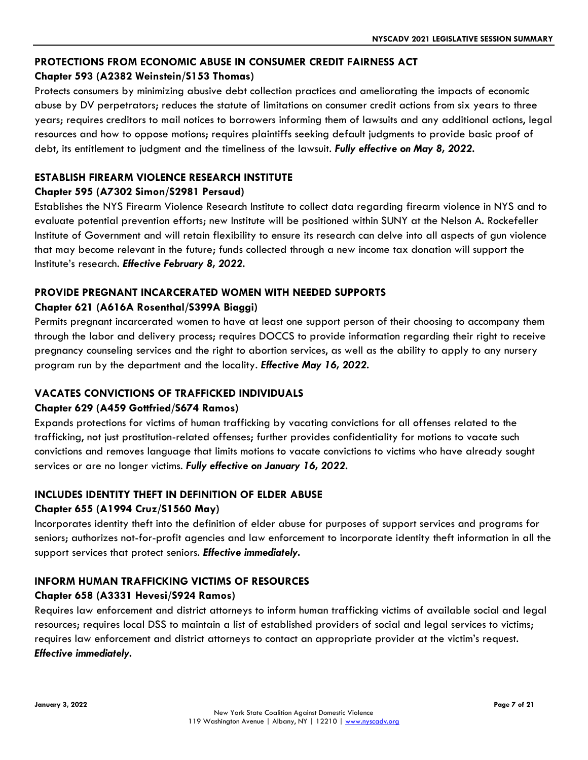### PROTECTIONS FROM ECONOMIC ABUSE IN CONSUMER CREDIT FAIRNESS ACT

**Chapter 593 (A2382 Weinstein/S153 Thomas)**

Protects consumers by minimizing abusive debt collection practices and ameliorating the impacts of economic abuse by DV perpetrators; reduces the statute of limitations on consumer credit actions from six years to three years; requires creditors to mail notices to borrowers informing them of lawsuits and any additional actions, legal resources and how to oppose motions; requires plaintiffs seeking default judgments to provide basic proof of debt, its entitlement to judgment and the timeliness of the lawsuit. ***Fully effective on May 8, 2022.***

### ESTABLISH FIREARM VIOLENCE RESEARCH INSTITUTE

**Chapter 595 (A7302 Simon/S2981 Persaud)**

Establishes the NYS Firearm Violence Research Institute to collect data regarding firearm violence in NYS and to evaluate potential prevention efforts; new Institute will be positioned within SUNY at the Nelson A. Rockefeller Institute of Government and will retain flexibility to ensure its research can delve into all aspects of gun violence that may become relevant in the future; funds collected through a new income tax donation will support the Institute's research. ***Effective February 8, 2022.***

### PROVIDE PREGNANT INCARCERATED WOMEN WITH NEEDED SUPPORTS

**Chapter 621 (A616A Rosenthal/S399A Biaggi)**

Permits pregnant incarcerated women to have at least one support person of their choosing to accompany them through the labor and delivery process; requires DOCCS to provide information regarding their right to receive pregnancy counseling services and the right to abortion services, as well as the ability to apply to any nursery program run by the department and the locality. ***Effective May 16, 2022.***

### VACATES CONVICTIONS OF TRAFFICKED INDIVIDUALS

**Chapter 629 (A459 Gottfried/S674 Ramos)**

Expands protections for victims of human trafficking by vacating convictions for all offenses related to the trafficking, not just prostitution-related offenses; further provides confidentiality for motions to vacate such convictions and removes language that limits motions to vacate convictions to victims who have already sought services or are no longer victims. ***Fully effective on January 16, 2022.***

### INCLUDES IDENTITY THEFT IN DEFINITION OF ELDER ABUSE

**Chapter 655 (A1994 Cruz/S1560 May)**

Incorporates identity theft into the definition of elder abuse for purposes of support services and programs for seniors; authorizes not-for-profit agencies and law enforcement to incorporate identity theft information in all the support services that protect seniors. ***Effective immediately.***

### INFORM HUMAN TRAFFICKING VICTIMS OF RESOURCES

**Chapter 658 (A3331 Hevesi/S924 Ramos)**

Requires law enforcement and district attorneys to inform human trafficking victims of available social and legal resources; requires local DSS to maintain a list of established providers of social and legal services to victims; requires law enforcement and district attorneys to contact an appropriate provider at the victim's request. ***Effective immediately.***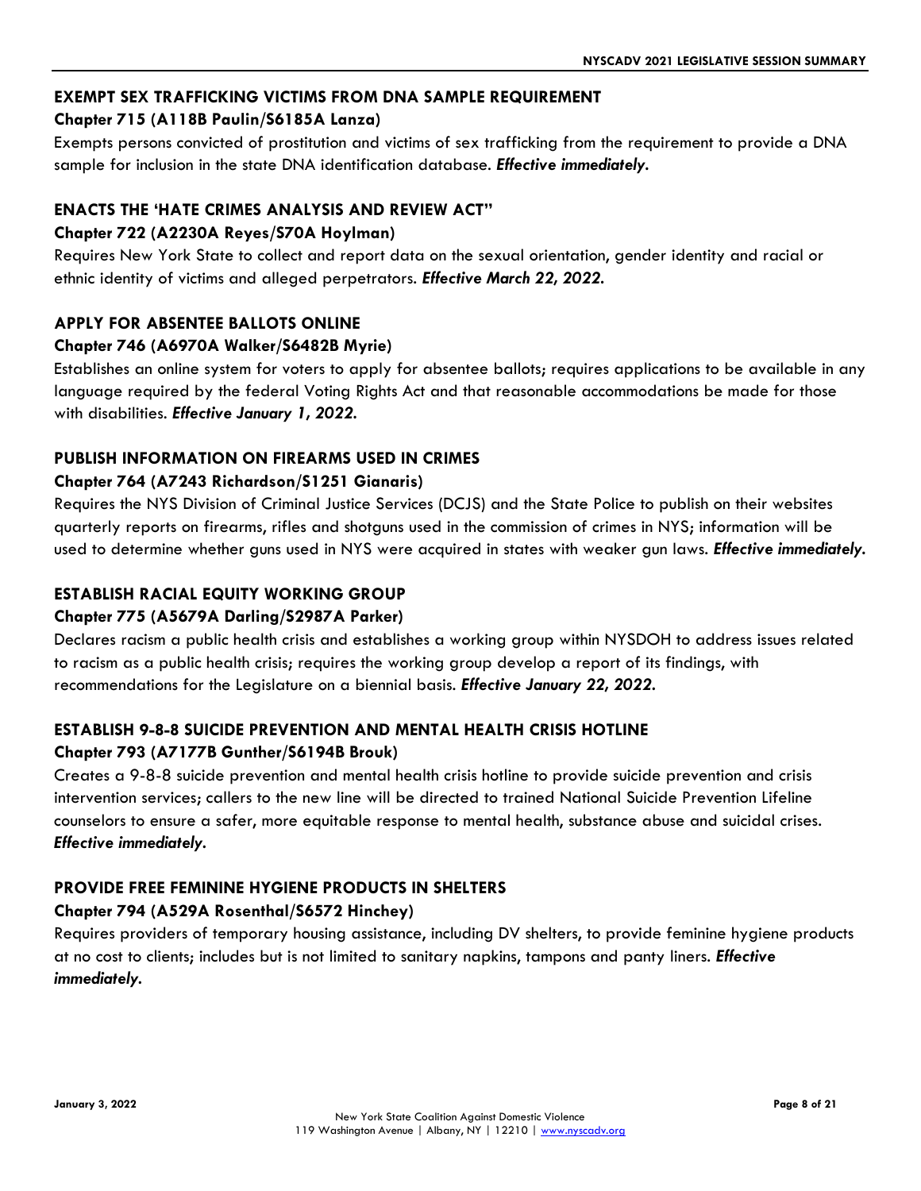### EXEMPT SEX TRAFFICKING VICTIMS FROM DNA SAMPLE REQUIREMENT

**Chapter 715 (A118B Paulin/S6185A Lanza)**

Exempts persons convicted of prostitution and victims of sex trafficking from the requirement to provide a DNA sample for inclusion in the state DNA identification database. ***Effective immediately.***

### ENACTS THE 'HATE CRIMES ANALYSIS AND REVIEW ACT"

**Chapter 722 (A2230A Reyes/S70A Hoylman)**

Requires New York State to collect and report data on the sexual orientation, gender identity and racial or ethnic identity of victims and alleged perpetrators. ***Effective March 22, 2022.***

### APPLY FOR ABSENTEE BALLOTS ONLINE

**Chapter 746 (A6970A Walker/S6482B Myrie)**

Establishes an online system for voters to apply for absentee ballots; requires applications to be available in any language required by the federal Voting Rights Act and that reasonable accommodations be made for those with disabilities. ***Effective January 1, 2022.***

### PUBLISH INFORMATION ON FIREARMS USED IN CRIMES

**Chapter 764 (A7243 Richardson/S1251 Gianaris)**

Requires the NYS Division of Criminal Justice Services (DCJS) and the State Police to publish on their websites quarterly reports on firearms, rifles and shotguns used in the commission of crimes in NYS; information will be used to determine whether guns used in NYS were acquired in states with weaker gun laws. ***Effective immediately.***

### ESTABLISH RACIAL EQUITY WORKING GROUP

**Chapter 775 (A5679A Darling/S2987A Parker)**

Declares racism a public health crisis and establishes a working group within NYSDOH to address issues related to racism as a public health crisis; requires the working group develop a report of its findings, with recommendations for the Legislature on a biennial basis. ***Effective January 22, 2022.***

### ESTABLISH 9-8-8 SUICIDE PREVENTION AND MENTAL HEALTH CRISIS HOTLINE

**Chapter 793 (A7177B Gunther/S6194B Brouk)**

Creates a 9-8-8 suicide prevention and mental health crisis hotline to provide suicide prevention and crisis intervention services; callers to the new line will be directed to trained National Suicide Prevention Lifeline counselors to ensure a safer, more equitable response to mental health, substance abuse and suicidal crises. ***Effective immediately.***

### PROVIDE FREE FEMININE HYGIENE PRODUCTS IN SHELTERS

**Chapter 794 (A529A Rosenthal/S6572 Hinchey)**

Requires providers of temporary housing assistance, including DV shelters, to provide feminine hygiene products at no cost to clients; includes but is not limited to sanitary napkins, tampons and panty liners. ***Effective immediately.***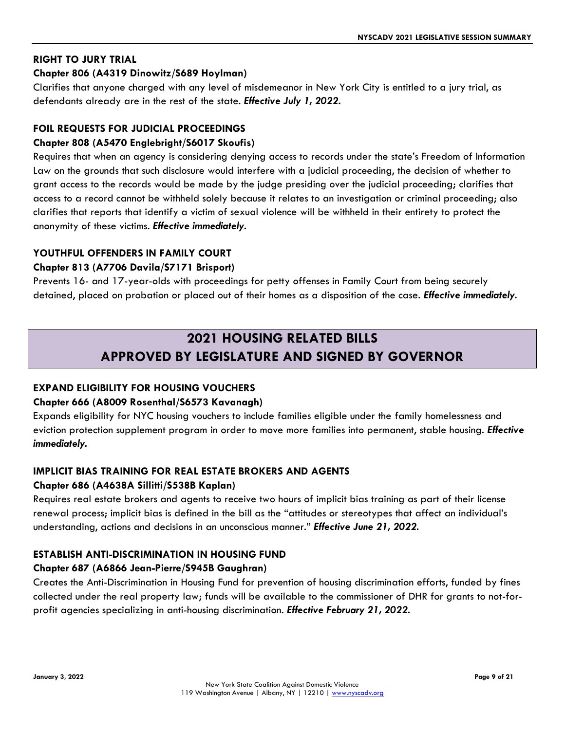### RIGHT TO JURY TRIAL

**Chapter 806 (A4319 Dinowitz/S689 Hoylman)**

Clarifies that anyone charged with any level of misdemeanor in New York City is entitled to a jury trial, as defendants already are in the rest of the state. ***Effective July 1, 2022.***

### FOIL REQUESTS FOR JUDICIAL PROCEEDINGS

**Chapter 808 (A5470 Englebright/S6017 Skoufis)**

Requires that when an agency is considering denying access to records under the state's Freedom of Information Law on the grounds that such disclosure would interfere with a judicial proceeding, the decision of whether to grant access to the records would be made by the judge presiding over the judicial proceeding; clarifies that access to a record cannot be withheld solely because it relates to an investigation or criminal proceeding; also clarifies that reports that identify a victim of sexual violence will be withheld in their entirety to protect the anonymity of these victims. ***Effective immediately.***

### YOUTHFUL OFFENDERS IN FAMILY COURT

**Chapter 813 (A7706 Davila/S7171 Brisport)**

Prevents 16- and 17-year-olds with proceedings for petty offenses in Family Court from being securely detained, placed on probation or placed out of their homes as a disposition of the case. ***Effective immediately.***

## 2021 HOUSING RELATED BILLS APPROVED BY LEGISLATURE AND SIGNED BY GOVERNOR

### EXPAND ELIGIBILITY FOR HOUSING VOUCHERS

**Chapter 666 (A8009 Rosenthal/S6573 Kavanagh)**

Expands eligibility for NYC housing vouchers to include families eligible under the family homelessness and eviction protection supplement program in order to move more families into permanent, stable housing. ***Effective immediately.***

### IMPLICIT BIAS TRAINING FOR REAL ESTATE BROKERS AND AGENTS

**Chapter 686 (A4638A Sillitti/S538B Kaplan)**

Requires real estate brokers and agents to receive two hours of implicit bias training as part of their license renewal process; implicit bias is defined in the bill as the "attitudes or stereotypes that affect an individual's understanding, actions and decisions in an unconscious manner." ***Effective June 21, 2022.***

### ESTABLISH ANTI-DISCRIMINATION IN HOUSING FUND

**Chapter 687 (A6866 Jean-Pierre/S945B Gaughran)**

Creates the Anti-Discrimination in Housing Fund for prevention of housing discrimination efforts, funded by fines collected under the real property law; funds will be available to the commissioner of DHR for grants to not-for-profit agencies specializing in anti-housing discrimination. ***Effective February 21, 2022.***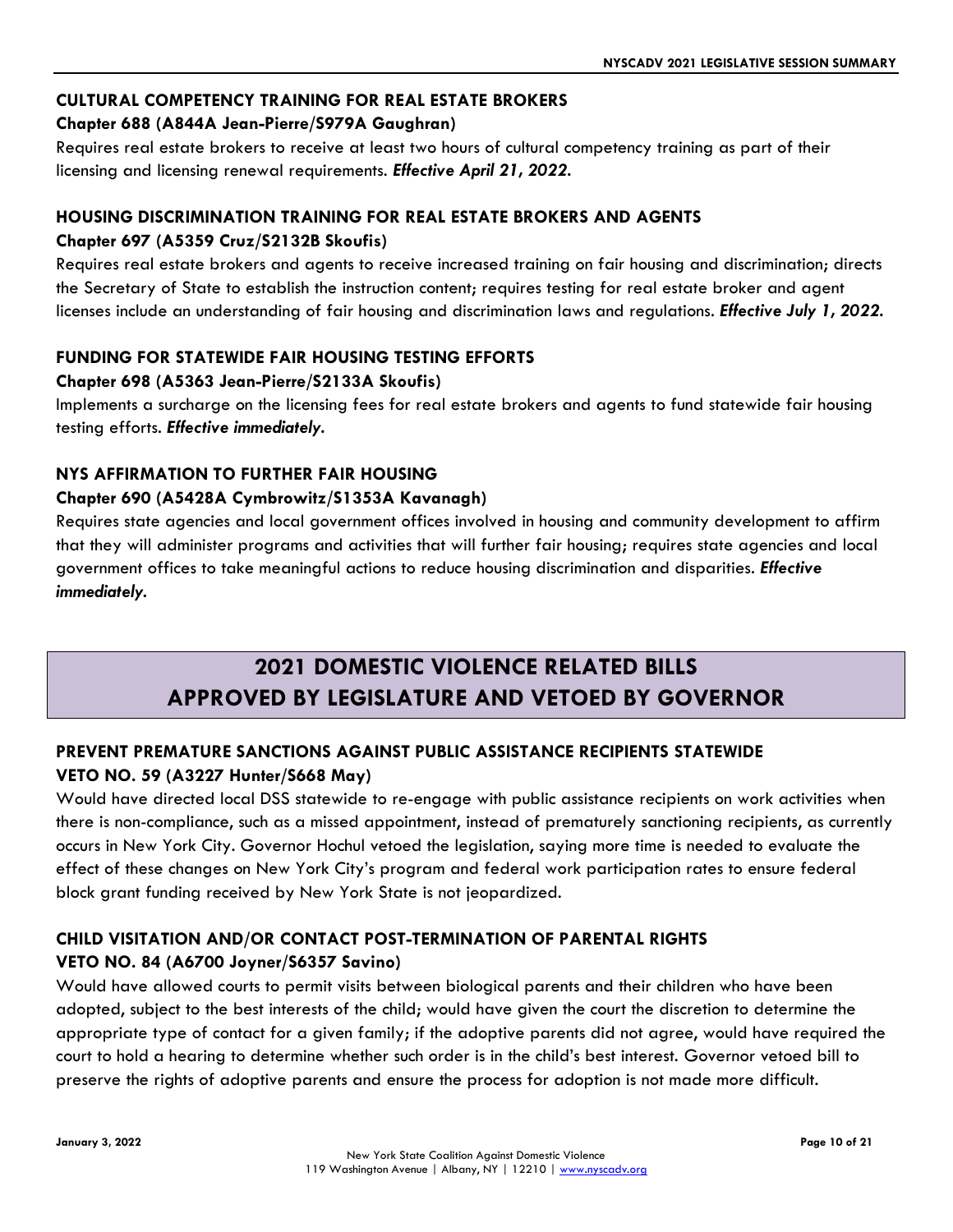### CULTURAL COMPETENCY TRAINING FOR REAL ESTATE BROKERS

**Chapter 688 (A844A Jean-Pierre/S979A Gaughran)**

Requires real estate brokers to receive at least two hours of cultural competency training as part of their licensing and licensing renewal requirements. ***Effective April 21, 2022.***

### HOUSING DISCRIMINATION TRAINING FOR REAL ESTATE BROKERS AND AGENTS

**Chapter 697 (A5359 Cruz/S2132B Skoufis)**

Requires real estate brokers and agents to receive increased training on fair housing and discrimination; directs the Secretary of State to establish the instruction content; requires testing for real estate broker and agent licenses include an understanding of fair housing and discrimination laws and regulations. ***Effective July 1, 2022.***

### FUNDING FOR STATEWIDE FAIR HOUSING TESTING EFFORTS

**Chapter 698 (A5363 Jean-Pierre/S2133A Skoufis)**

Implements a surcharge on the licensing fees for real estate brokers and agents to fund statewide fair housing testing efforts. ***Effective immediately.***

### NYS AFFIRMATION TO FURTHER FAIR HOUSING

**Chapter 690 (A5428A Cymbrowitz/S1353A Kavanagh)**

Requires state agencies and local government offices involved in housing and community development to affirm that they will administer programs and activities that will further fair housing; requires state agencies and local government offices to take meaningful actions to reduce housing discrimination and disparities. ***Effective immediately.***

## 2021 DOMESTIC VIOLENCE RELATED BILLS APPROVED BY LEGISLATURE AND VETOED BY GOVERNOR

### PREVENT PREMATURE SANCTIONS AGAINST PUBLIC ASSISTANCE RECIPIENTS STATEWIDE

**VETO NO. 59 (A3227 Hunter/S668 May)**

Would have directed local DSS statewide to re-engage with public assistance recipients on work activities when there is non-compliance, such as a missed appointment, instead of prematurely sanctioning recipients, as currently occurs in New York City. Governor Hochul vetoed the legislation, saying more time is needed to evaluate the effect of these changes on New York City's program and federal work participation rates to ensure federal block grant funding received by New York State is not jeopardized.

### CHILD VISITATION AND/OR CONTACT POST-TERMINATION OF PARENTAL RIGHTS

**VETO NO. 84 (A6700 Joyner/S6357 Savino)**

Would have allowed courts to permit visits between biological parents and their children who have been adopted, subject to the best interests of the child; would have given the court the discretion to determine the appropriate type of contact for a given family; if the adoptive parents did not agree, would have required the court to hold a hearing to determine whether such order is in the child's best interest. Governor vetoed bill to preserve the rights of adoptive parents and ensure the process for adoption is not made more difficult.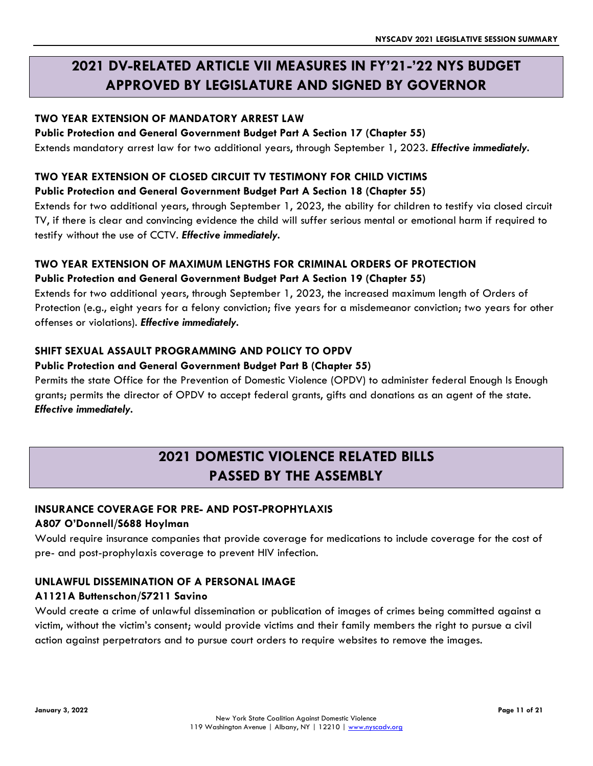## 2021 DV-RELATED ARTICLE VII MEASURES IN FY'21-'22 NYS BUDGET APPROVED BY LEGISLATURE AND SIGNED BY GOVERNOR

**TWO YEAR EXTENSION OF MANDATORY ARREST LAW**
**Public Protection and General Government Budget Part A Section 17 (Chapter 55)**
Extends mandatory arrest law for two additional years, through September 1, 2023. ***Effective immediately.***

**TWO YEAR EXTENSION OF CLOSED CIRCUIT TV TESTIMONY FOR CHILD VICTIMS**
**Public Protection and General Government Budget Part A Section 18 (Chapter 55)**
Extends for two additional years, through September 1, 2023, the ability for children to testify via closed circuit TV, if there is clear and convincing evidence the child will suffer serious mental or emotional harm if required to testify without the use of CCTV. ***Effective immediately.***

**TWO YEAR EXTENSION OF MAXIMUM LENGTHS FOR CRIMINAL ORDERS OF PROTECTION**
**Public Protection and General Government Budget Part A Section 19 (Chapter 55)**
Extends for two additional years, through September 1, 2023, the increased maximum length of Orders of Protection (e.g., eight years for a felony conviction; five years for a misdemeanor conviction; two years for other offenses or violations). ***Effective immediately.***

**SHIFT SEXUAL ASSAULT PROGRAMMING AND POLICY TO OPDV**
**Public Protection and General Government Budget Part B (Chapter 55)**
Permits the state Office for the Prevention of Domestic Violence (OPDV) to administer federal Enough Is Enough grants; permits the director of OPDV to accept federal grants, gifts and donations as an agent of the state. ***Effective immediately.***

## 2021 DOMESTIC VIOLENCE RELATED BILLS PASSED BY THE ASSEMBLY

**INSURANCE COVERAGE FOR PRE- AND POST-PROPHYLAXIS**
**A807 O'Donnell/S688 Hoylman**
Would require insurance companies that provide coverage for medications to include coverage for the cost of pre- and post-prophylaxis coverage to prevent HIV infection.

**UNLAWFUL DISSEMINATION OF A PERSONAL IMAGE**
**A1121A Buttenschon/S7211 Savino**
Would create a crime of unlawful dissemination or publication of images of crimes being committed against a victim, without the victim's consent; would provide victims and their family members the right to pursue a civil action against perpetrators and to pursue court orders to require websites to remove the images.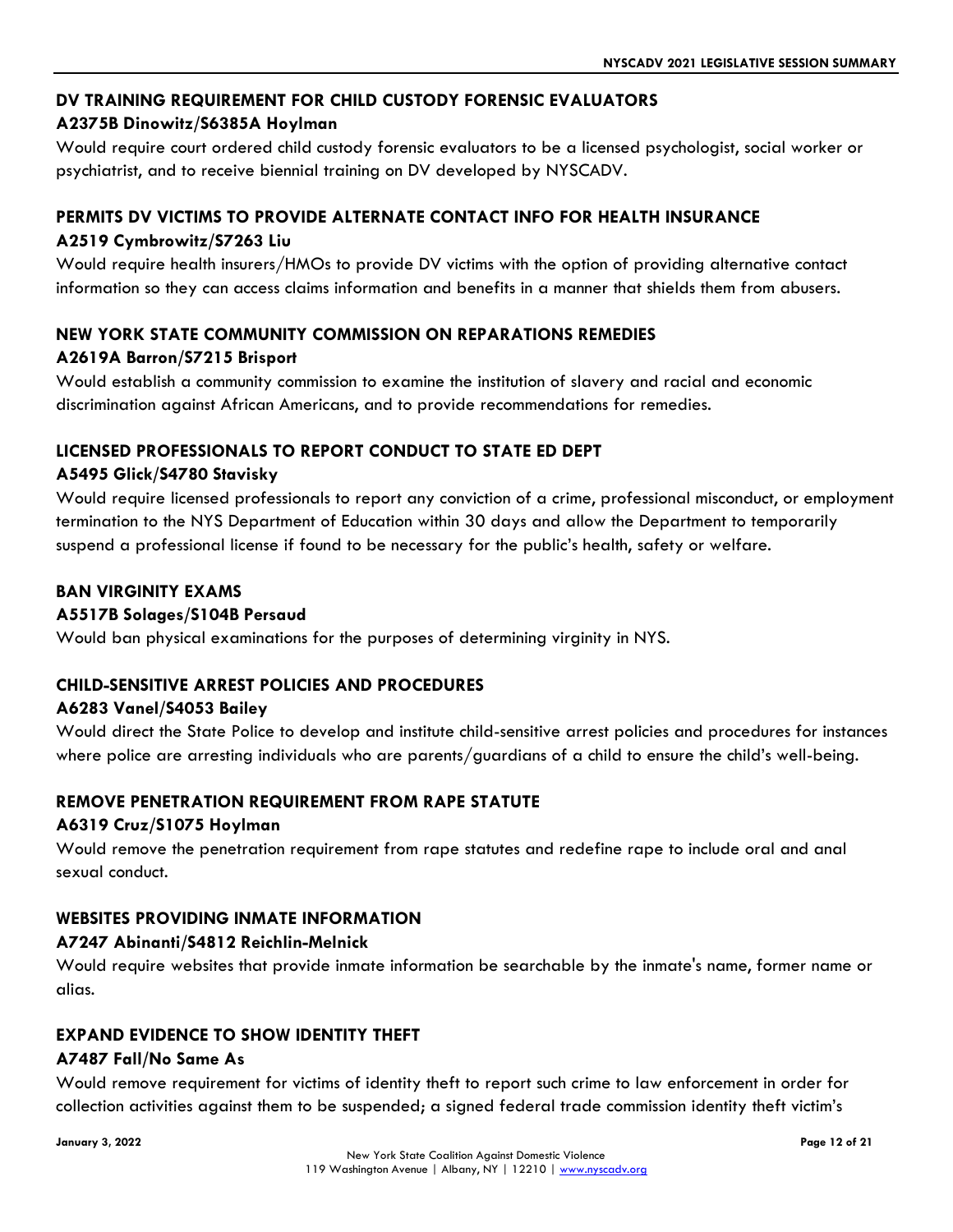### DV TRAINING REQUIREMENT FOR CHILD CUSTODY FORENSIC EVALUATORS

**A2375B Dinowitz/S6385A Hoylman**

Would require court ordered child custody forensic evaluators to be a licensed psychologist, social worker or psychiatrist, and to receive biennial training on DV developed by NYSCADV.

### PERMITS DV VICTIMS TO PROVIDE ALTERNATE CONTACT INFO FOR HEALTH INSURANCE

**A2519 Cymbrowitz/S7263 Liu**

Would require health insurers/HMOs to provide DV victims with the option of providing alternative contact information so they can access claims information and benefits in a manner that shields them from abusers.

### NEW YORK STATE COMMUNITY COMMISSION ON REPARATIONS REMEDIES

**A2619A Barron/S7215 Brisport**

Would establish a community commission to examine the institution of slavery and racial and economic discrimination against African Americans, and to provide recommendations for remedies.

### LICENSED PROFESSIONALS TO REPORT CONDUCT TO STATE ED DEPT

**A5495 Glick/S4780 Stavisky**

Would require licensed professionals to report any conviction of a crime, professional misconduct, or employment termination to the NYS Department of Education within 30 days and allow the Department to temporarily suspend a professional license if found to be necessary for the public's health, safety or welfare.

### BAN VIRGINITY EXAMS

**A5517B Solages/S104B Persaud**

Would ban physical examinations for the purposes of determining virginity in NYS.

### CHILD-SENSITIVE ARREST POLICIES AND PROCEDURES

**A6283 Vanel/S4053 Bailey**

Would direct the State Police to develop and institute child-sensitive arrest policies and procedures for instances where police are arresting individuals who are parents/guardians of a child to ensure the child's well-being.

### REMOVE PENETRATION REQUIREMENT FROM RAPE STATUTE

**A6319 Cruz/S1075 Hoylman**

Would remove the penetration requirement from rape statutes and redefine rape to include oral and anal sexual conduct.

### WEBSITES PROVIDING INMATE INFORMATION

**A7247 Abinanti/S4812 Reichlin-Melnick**

Would require websites that provide inmate information be searchable by the inmate's name, former name or alias.

### EXPAND EVIDENCE TO SHOW IDENTITY THEFT

**A7487 Fall/No Same As**

Would remove requirement for victims of identity theft to report such crime to law enforcement in order for collection activities against them to be suspended; a signed federal trade commission identity theft victim's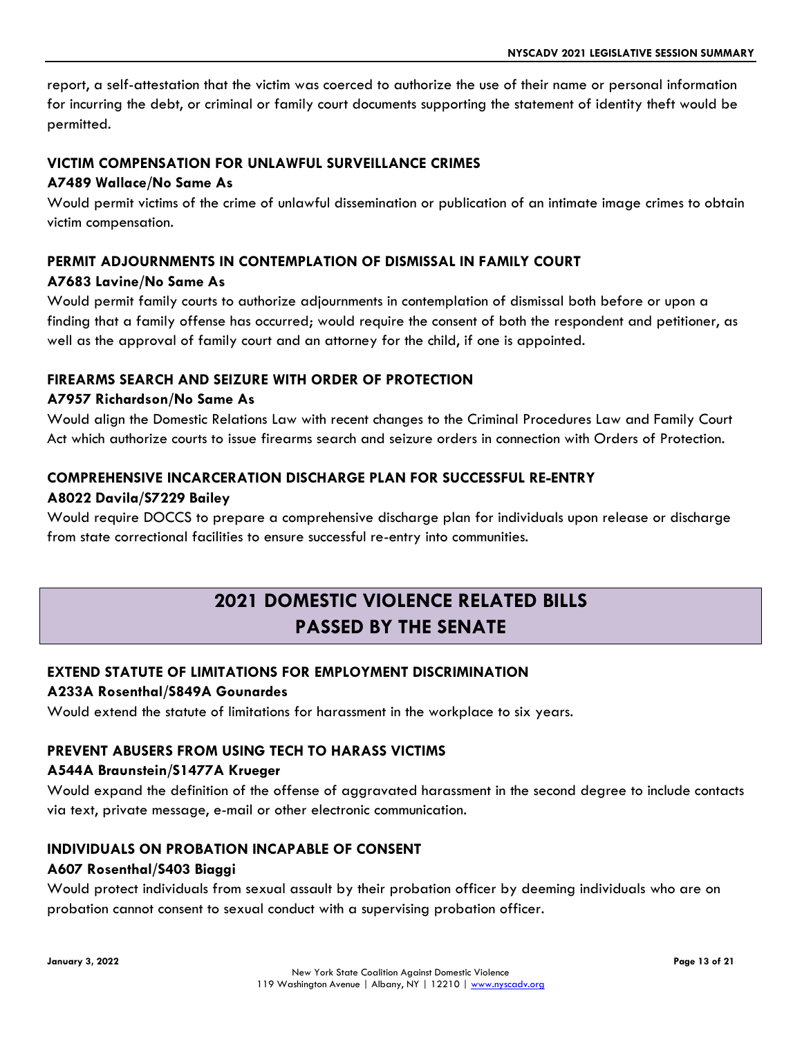report, a self-attestation that the victim was coerced to authorize the use of their name or personal information for incurring the debt, or criminal or family court documents supporting the statement of identity theft would be permitted.

### VICTIM COMPENSATION FOR UNLAWFUL SURVEILLANCE CRIMES

**A7489 Wallace/No Same As**

Would permit victims of the crime of unlawful dissemination or publication of an intimate image crimes to obtain victim compensation.

### PERMIT ADJOURNMENTS IN CONTEMPLATION OF DISMISSAL IN FAMILY COURT

**A7683 Lavine/No Same As**

Would permit family courts to authorize adjournments in contemplation of dismissal both before or upon a finding that a family offense has occurred; would require the consent of both the respondent and petitioner, as well as the approval of family court and an attorney for the child, if one is appointed.

### FIREARMS SEARCH AND SEIZURE WITH ORDER OF PROTECTION

**A7957 Richardson/No Same As**

Would align the Domestic Relations Law with recent changes to the Criminal Procedures Law and Family Court Act which authorize courts to issue firearms search and seizure orders in connection with Orders of Protection.

### COMPREHENSIVE INCARCERATION DISCHARGE PLAN FOR SUCCESSFUL RE-ENTRY

**A8022 Davila/S7229 Bailey**

Would require DOCCS to prepare a comprehensive discharge plan for individuals upon release or discharge from state correctional facilities to ensure successful re-entry into communities.

## 2021 DOMESTIC VIOLENCE RELATED BILLS PASSED BY THE SENATE

### EXTEND STATUTE OF LIMITATIONS FOR EMPLOYMENT DISCRIMINATION

**A233A Rosenthal/S849A Gounardes**

Would extend the statute of limitations for harassment in the workplace to six years.

### PREVENT ABUSERS FROM USING TECH TO HARASS VICTIMS

**A544A Braunstein/S1477A Krueger**

Would expand the definition of the offense of aggravated harassment in the second degree to include contacts via text, private message, e-mail or other electronic communication.

### INDIVIDUALS ON PROBATION INCAPABLE OF CONSENT

**A607 Rosenthal/S403 Biaggi**

Would protect individuals from sexual assault by their probation officer by deeming individuals who are on probation cannot consent to sexual conduct with a supervising probation officer.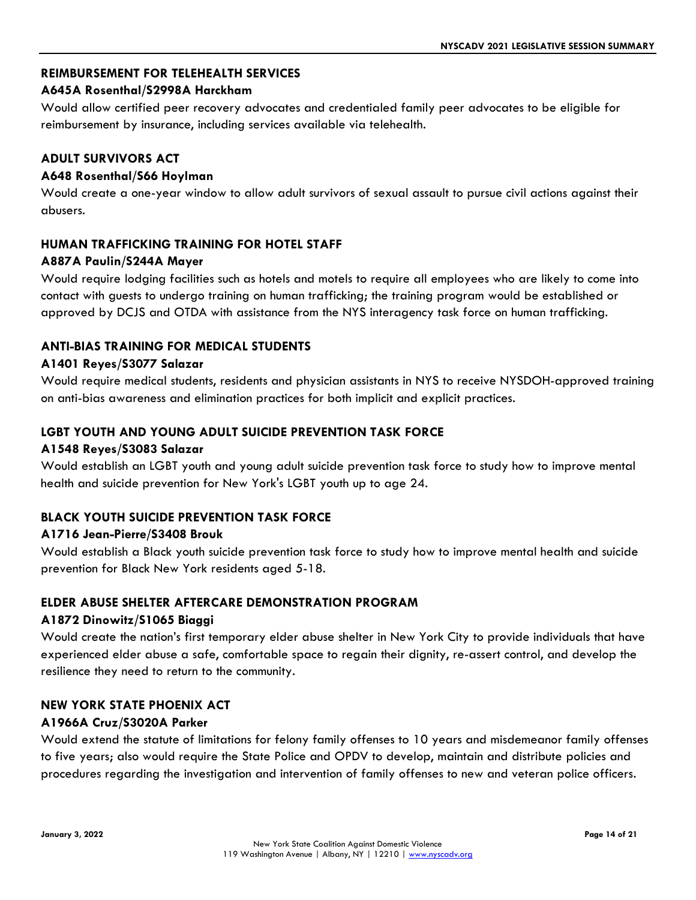## REIMBURSEMENT FOR TELEHEALTH SERVICES

**A645A Rosenthal/S2998A Harckham**

Would allow certified peer recovery advocates and credentialed family peer advocates to be eligible for reimbursement by insurance, including services available via telehealth.

## ADULT SURVIVORS ACT

**A648 Rosenthal/S66 Hoylman**

Would create a one-year window to allow adult survivors of sexual assault to pursue civil actions against their abusers.

## HUMAN TRAFFICKING TRAINING FOR HOTEL STAFF

**A887A Paulin/S244A Mayer**

Would require lodging facilities such as hotels and motels to require all employees who are likely to come into contact with guests to undergo training on human trafficking; the training program would be established or approved by DCJS and OTDA with assistance from the NYS interagency task force on human trafficking.

## ANTI-BIAS TRAINING FOR MEDICAL STUDENTS

**A1401 Reyes/S3077 Salazar**

Would require medical students, residents and physician assistants in NYS to receive NYSDOH-approved training on anti-bias awareness and elimination practices for both implicit and explicit practices.

## LGBT YOUTH AND YOUNG ADULT SUICIDE PREVENTION TASK FORCE

**A1548 Reyes/S3083 Salazar**

Would establish an LGBT youth and young adult suicide prevention task force to study how to improve mental health and suicide prevention for New York's LGBT youth up to age 24.

## BLACK YOUTH SUICIDE PREVENTION TASK FORCE

**A1716 Jean-Pierre/S3408 Brouk**

Would establish a Black youth suicide prevention task force to study how to improve mental health and suicide prevention for Black New York residents aged 5-18.

## ELDER ABUSE SHELTER AFTERCARE DEMONSTRATION PROGRAM

**A1872 Dinowitz/S1065 Biaggi**

Would create the nation's first temporary elder abuse shelter in New York City to provide individuals that have experienced elder abuse a safe, comfortable space to regain their dignity, re-assert control, and develop the resilience they need to return to the community.

## NEW YORK STATE PHOENIX ACT

**A1966A Cruz/S3020A Parker**

Would extend the statute of limitations for felony family offenses to 10 years and misdemeanor family offenses to five years; also would require the State Police and OPDV to develop, maintain and distribute policies and procedures regarding the investigation and intervention of family offenses to new and veteran police officers.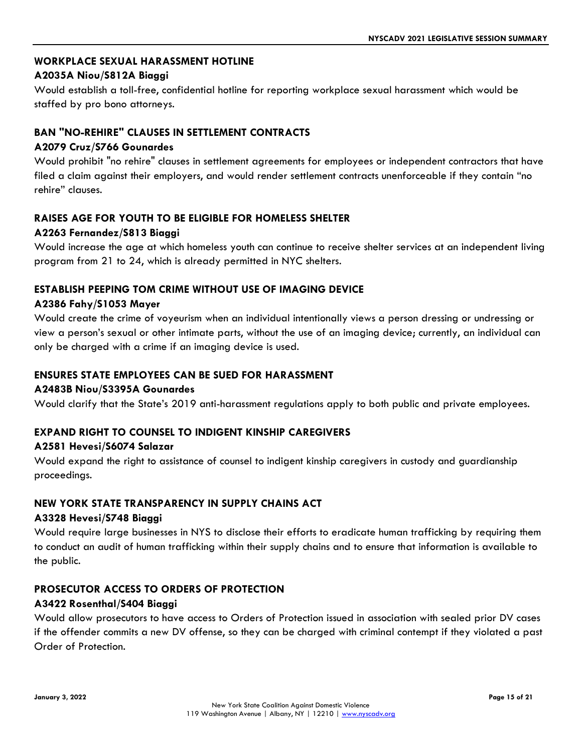### WORKPLACE SEXUAL HARASSMENT HOTLINE

**A2035A Niou/S812A Biaggi**

Would establish a toll-free, confidential hotline for reporting workplace sexual harassment which would be staffed by pro bono attorneys.

### BAN "NO-REHIRE" CLAUSES IN SETTLEMENT CONTRACTS

**A2079 Cruz/S766 Gounardes**

Would prohibit "no rehire" clauses in settlement agreements for employees or independent contractors that have filed a claim against their employers, and would render settlement contracts unenforceable if they contain "no rehire" clauses.

### RAISES AGE FOR YOUTH TO BE ELIGIBLE FOR HOMELESS SHELTER

**A2263 Fernandez/S813 Biaggi**

Would increase the age at which homeless youth can continue to receive shelter services at an independent living program from 21 to 24, which is already permitted in NYC shelters.

### ESTABLISH PEEPING TOM CRIME WITHOUT USE OF IMAGING DEVICE

**A2386 Fahy/S1053 Mayer**

Would create the crime of voyeurism when an individual intentionally views a person dressing or undressing or view a person's sexual or other intimate parts, without the use of an imaging device; currently, an individual can only be charged with a crime if an imaging device is used.

### ENSURES STATE EMPLOYEES CAN BE SUED FOR HARASSMENT

**A2483B Niou/S3395A Gounardes**

Would clarify that the State's 2019 anti-harassment regulations apply to both public and private employees.

### EXPAND RIGHT TO COUNSEL TO INDIGENT KINSHIP CAREGIVERS

**A2581 Hevesi/S6074 Salazar**

Would expand the right to assistance of counsel to indigent kinship caregivers in custody and guardianship proceedings.

### NEW YORK STATE TRANSPARENCY IN SUPPLY CHAINS ACT

**A3328 Hevesi/S748 Biaggi**

Would require large businesses in NYS to disclose their efforts to eradicate human trafficking by requiring them to conduct an audit of human trafficking within their supply chains and to ensure that information is available to the public.

### PROSECUTOR ACCESS TO ORDERS OF PROTECTION

**A3422 Rosenthal/S404 Biaggi**

Would allow prosecutors to have access to Orders of Protection issued in association with sealed prior DV cases if the offender commits a new DV offense, so they can be charged with criminal contempt if they violated a past Order of Protection.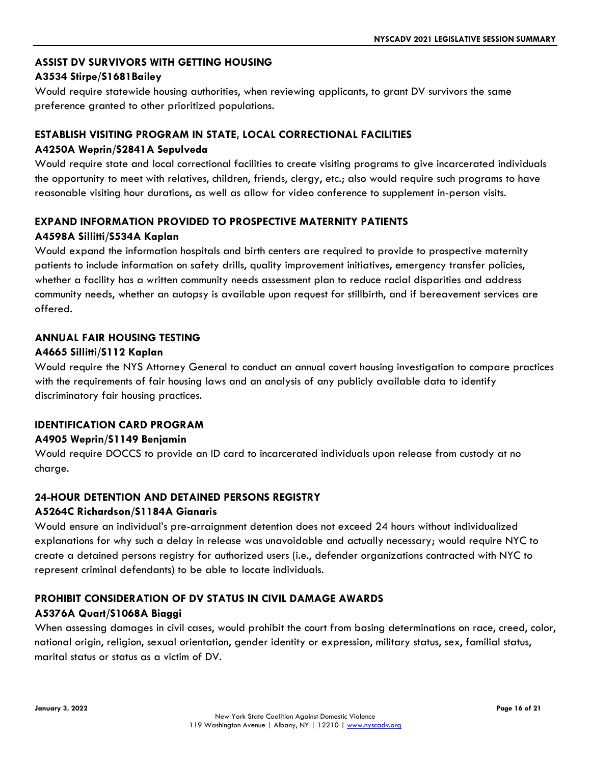### ASSIST DV SURVIVORS WITH GETTING HOUSING

**A3534 Stirpe/S1681Bailey**

Would require statewide housing authorities, when reviewing applicants, to grant DV survivors the same preference granted to other prioritized populations.

### ESTABLISH VISITING PROGRAM IN STATE, LOCAL CORRECTIONAL FACILITIES

**A4250A Weprin/S2841A Sepulveda**

Would require state and local correctional facilities to create visiting programs to give incarcerated individuals the opportunity to meet with relatives, children, friends, clergy, etc.; also would require such programs to have reasonable visiting hour durations, as well as allow for video conference to supplement in-person visits.

### EXPAND INFORMATION PROVIDED TO PROSPECTIVE MATERNITY PATIENTS

**A4598A Sillitti/S534A Kaplan**

Would expand the information hospitals and birth centers are required to provide to prospective maternity patients to include information on safety drills, quality improvement initiatives, emergency transfer policies, whether a facility has a written community needs assessment plan to reduce racial disparities and address community needs, whether an autopsy is available upon request for stillbirth, and if bereavement services are offered.

### ANNUAL FAIR HOUSING TESTING

**A4665 Sillitti/S112 Kaplan**

Would require the NYS Attorney General to conduct an annual covert housing investigation to compare practices with the requirements of fair housing laws and an analysis of any publicly available data to identify discriminatory fair housing practices.

### IDENTIFICATION CARD PROGRAM

**A4905 Weprin/S1149 Benjamin**

Would require DOCCS to provide an ID card to incarcerated individuals upon release from custody at no charge.

### 24-HOUR DETENTION AND DETAINED PERSONS REGISTRY

**A5264C Richardson/S1184A Gianaris**

Would ensure an individual's pre-arraignment detention does not exceed 24 hours without individualized explanations for why such a delay in release was unavoidable and actually necessary; would require NYC to create a detained persons registry for authorized users (i.e., defender organizations contracted with NYC to represent criminal defendants) to be able to locate individuals.

### PROHIBIT CONSIDERATION OF DV STATUS IN CIVIL DAMAGE AWARDS

**A5376A Quart/S1068A Biaggi**

When assessing damages in civil cases, would prohibit the court from basing determinations on race, creed, color, national origin, religion, sexual orientation, gender identity or expression, military status, sex, familial status, marital status or status as a victim of DV.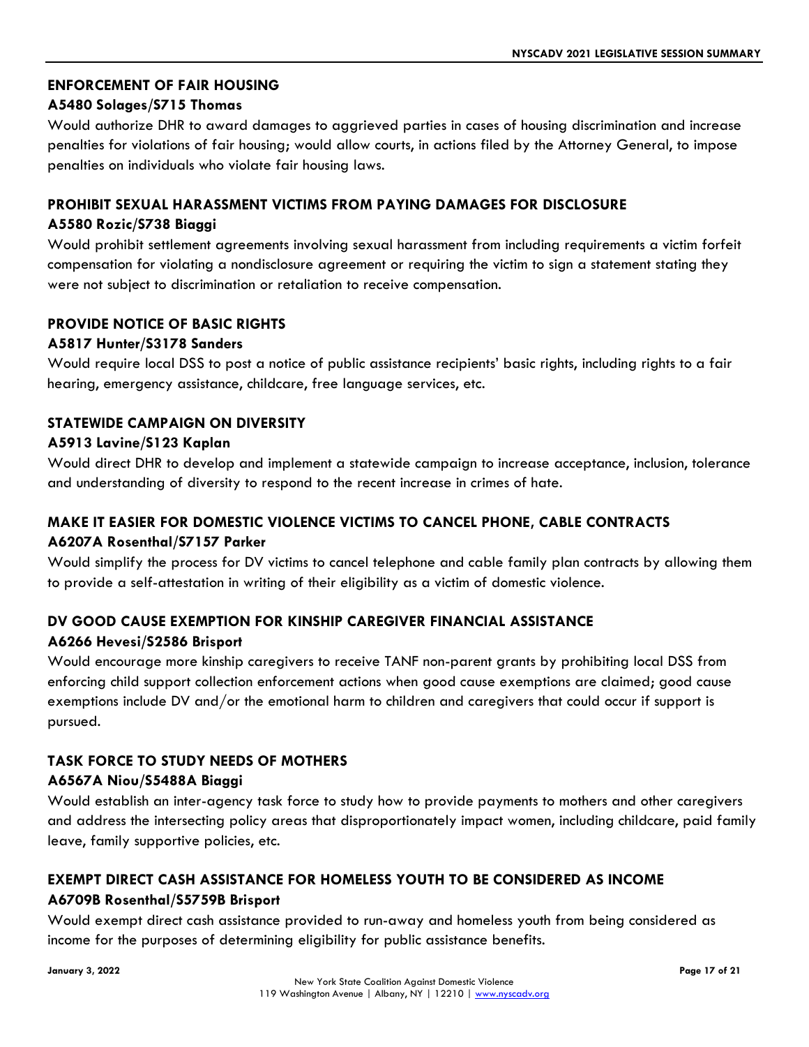### ENFORCEMENT OF FAIR HOUSING

**A5480 Solages/S715 Thomas**

Would authorize DHR to award damages to aggrieved parties in cases of housing discrimination and increase penalties for violations of fair housing; would allow courts, in actions filed by the Attorney General, to impose penalties on individuals who violate fair housing laws.

### PROHIBIT SEXUAL HARASSMENT VICTIMS FROM PAYING DAMAGES FOR DISCLOSURE

**A5580 Rozic/S738 Biaggi**

Would prohibit settlement agreements involving sexual harassment from including requirements a victim forfeit compensation for violating a nondisclosure agreement or requiring the victim to sign a statement stating they were not subject to discrimination or retaliation to receive compensation.

### PROVIDE NOTICE OF BASIC RIGHTS

**A5817 Hunter/S3178 Sanders**

Would require local DSS to post a notice of public assistance recipients' basic rights, including rights to a fair hearing, emergency assistance, childcare, free language services, etc.

### STATEWIDE CAMPAIGN ON DIVERSITY

**A5913 Lavine/S123 Kaplan**

Would direct DHR to develop and implement a statewide campaign to increase acceptance, inclusion, tolerance and understanding of diversity to respond to the recent increase in crimes of hate.

### MAKE IT EASIER FOR DOMESTIC VIOLENCE VICTIMS TO CANCEL PHONE, CABLE CONTRACTS

**A6207A Rosenthal/S7157 Parker**

Would simplify the process for DV victims to cancel telephone and cable family plan contracts by allowing them to provide a self-attestation in writing of their eligibility as a victim of domestic violence.

### DV GOOD CAUSE EXEMPTION FOR KINSHIP CAREGIVER FINANCIAL ASSISTANCE

**A6266 Hevesi/S2586 Brisport**

Would encourage more kinship caregivers to receive TANF non-parent grants by prohibiting local DSS from enforcing child support collection enforcement actions when good cause exemptions are claimed; good cause exemptions include DV and/or the emotional harm to children and caregivers that could occur if support is pursued.

### TASK FORCE TO STUDY NEEDS OF MOTHERS

**A6567A Niou/S5488A Biaggi**

Would establish an inter-agency task force to study how to provide payments to mothers and other caregivers and address the intersecting policy areas that disproportionately impact women, including childcare, paid family leave, family supportive policies, etc.

### EXEMPT DIRECT CASH ASSISTANCE FOR HOMELESS YOUTH TO BE CONSIDERED AS INCOME

**A6709B Rosenthal/S5759B Brisport**

Would exempt direct cash assistance provided to run-away and homeless youth from being considered as income for the purposes of determining eligibility for public assistance benefits.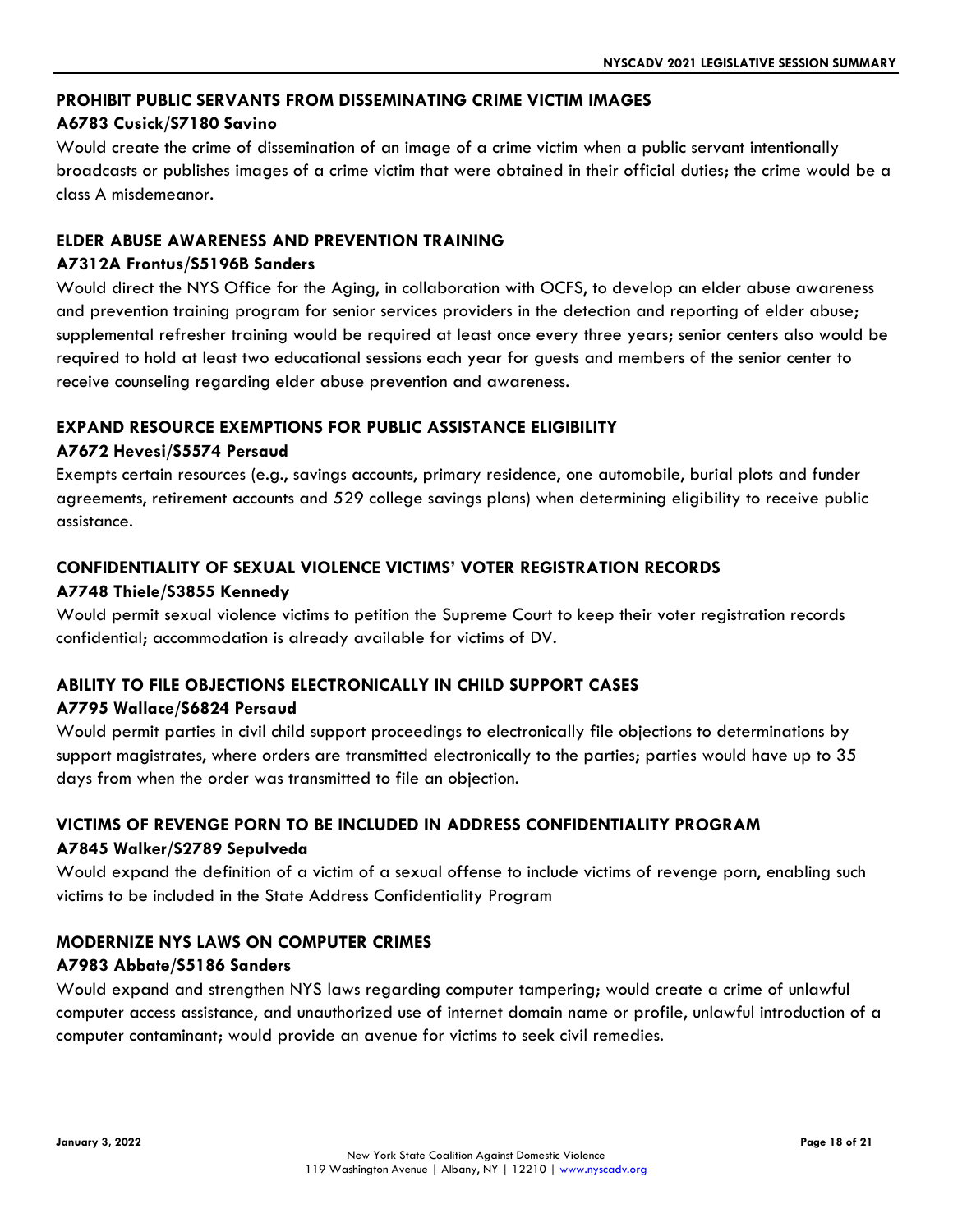### PROHIBIT PUBLIC SERVANTS FROM DISSEMINATING CRIME VICTIM IMAGES

**A6783 Cusick/S7180 Savino**

Would create the crime of dissemination of an image of a crime victim when a public servant intentionally broadcasts or publishes images of a crime victim that were obtained in their official duties; the crime would be a class A misdemeanor.

### ELDER ABUSE AWARENESS AND PREVENTION TRAINING

**A7312A Frontus/S5196B Sanders**

Would direct the NYS Office for the Aging, in collaboration with OCFS, to develop an elder abuse awareness and prevention training program for senior services providers in the detection and reporting of elder abuse; supplemental refresher training would be required at least once every three years; senior centers also would be required to hold at least two educational sessions each year for guests and members of the senior center to receive counseling regarding elder abuse prevention and awareness.

### EXPAND RESOURCE EXEMPTIONS FOR PUBLIC ASSISTANCE ELIGIBILITY

**A7672 Hevesi/S5574 Persaud**

Exempts certain resources (e.g., savings accounts, primary residence, one automobile, burial plots and funder agreements, retirement accounts and 529 college savings plans) when determining eligibility to receive public assistance.

### CONFIDENTIALITY OF SEXUAL VIOLENCE VICTIMS' VOTER REGISTRATION RECORDS

**A7748 Thiele/S3855 Kennedy**

Would permit sexual violence victims to petition the Supreme Court to keep their voter registration records confidential; accommodation is already available for victims of DV.

### ABILITY TO FILE OBJECTIONS ELECTRONICALLY IN CHILD SUPPORT CASES

**A7795 Wallace/S6824 Persaud**

Would permit parties in civil child support proceedings to electronically file objections to determinations by support magistrates, where orders are transmitted electronically to the parties; parties would have up to 35 days from when the order was transmitted to file an objection.

### VICTIMS OF REVENGE PORN TO BE INCLUDED IN ADDRESS CONFIDENTIALITY PROGRAM

**A7845 Walker/S2789 Sepulveda**

Would expand the definition of a victim of a sexual offense to include victims of revenge porn, enabling such victims to be included in the State Address Confidentiality Program

### MODERNIZE NYS LAWS ON COMPUTER CRIMES

**A7983 Abbate/S5186 Sanders**

Would expand and strengthen NYS laws regarding computer tampering; would create a crime of unlawful computer access assistance, and unauthorized use of internet domain name or profile, unlawful introduction of a computer contaminant; would provide an avenue for victims to seek civil remedies.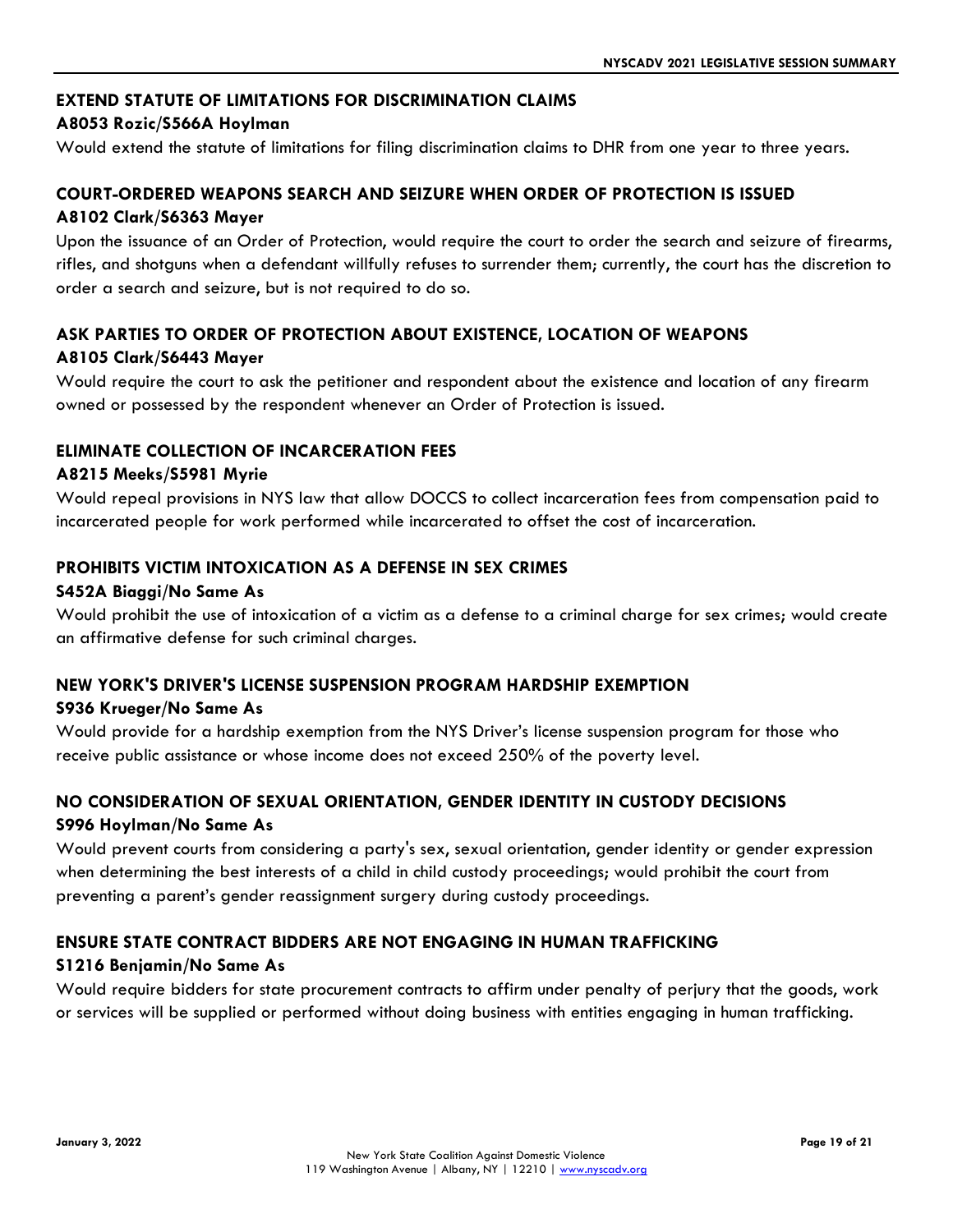### EXTEND STATUTE OF LIMITATIONS FOR DISCRIMINATION CLAIMS

**A8053 Rozic/S566A Hoylman**

Would extend the statute of limitations for filing discrimination claims to DHR from one year to three years.

### COURT-ORDERED WEAPONS SEARCH AND SEIZURE WHEN ORDER OF PROTECTION IS ISSUED

**A8102 Clark/S6363 Mayer**

Upon the issuance of an Order of Protection, would require the court to order the search and seizure of firearms, rifles, and shotguns when a defendant willfully refuses to surrender them; currently, the court has the discretion to order a search and seizure, but is not required to do so.

### ASK PARTIES TO ORDER OF PROTECTION ABOUT EXISTENCE, LOCATION OF WEAPONS

**A8105 Clark/S6443 Mayer**

Would require the court to ask the petitioner and respondent about the existence and location of any firearm owned or possessed by the respondent whenever an Order of Protection is issued.

### ELIMINATE COLLECTION OF INCARCERATION FEES

**A8215 Meeks/S5981 Myrie**

Would repeal provisions in NYS law that allow DOCCS to collect incarceration fees from compensation paid to incarcerated people for work performed while incarcerated to offset the cost of incarceration.

### PROHIBITS VICTIM INTOXICATION AS A DEFENSE IN SEX CRIMES

**S452A Biaggi/No Same As**

Would prohibit the use of intoxication of a victim as a defense to a criminal charge for sex crimes; would create an affirmative defense for such criminal charges.

### NEW YORK'S DRIVER'S LICENSE SUSPENSION PROGRAM HARDSHIP EXEMPTION

**S936 Krueger/No Same As**

Would provide for a hardship exemption from the NYS Driver's license suspension program for those who receive public assistance or whose income does not exceed 250% of the poverty level.

### NO CONSIDERATION OF SEXUAL ORIENTATION, GENDER IDENTITY IN CUSTODY DECISIONS

**S996 Hoylman/No Same As**

Would prevent courts from considering a party's sex, sexual orientation, gender identity or gender expression when determining the best interests of a child in child custody proceedings; would prohibit the court from preventing a parent's gender reassignment surgery during custody proceedings.

### ENSURE STATE CONTRACT BIDDERS ARE NOT ENGAGING IN HUMAN TRAFFICKING

**S1216 Benjamin/No Same As**

Would require bidders for state procurement contracts to affirm under penalty of perjury that the goods, work or services will be supplied or performed without doing business with entities engaging in human trafficking.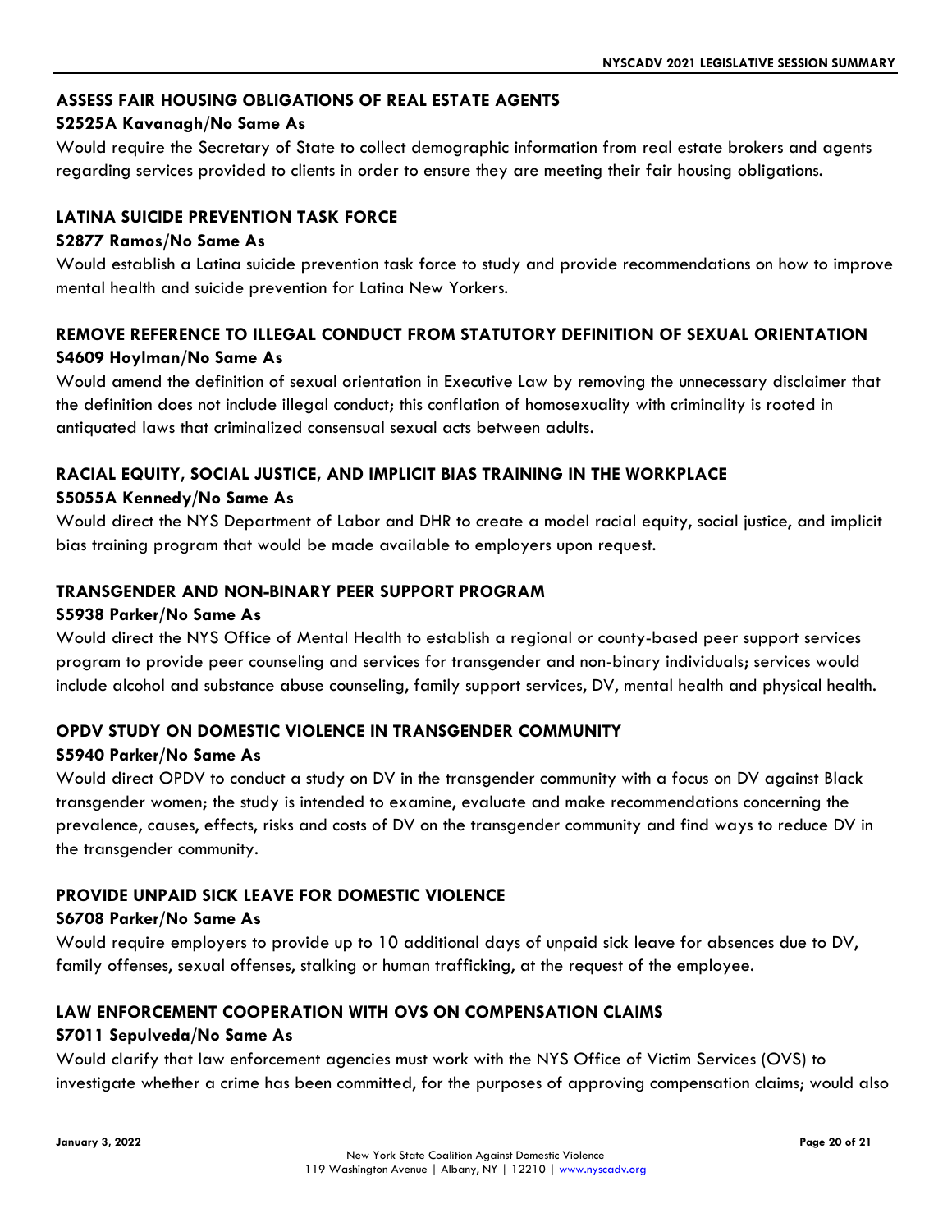### ASSESS FAIR HOUSING OBLIGATIONS OF REAL ESTATE AGENTS

**S2525A Kavanagh/No Same As**

Would require the Secretary of State to collect demographic information from real estate brokers and agents regarding services provided to clients in order to ensure they are meeting their fair housing obligations.

### LATINA SUICIDE PREVENTION TASK FORCE

**S2877 Ramos/No Same As**

Would establish a Latina suicide prevention task force to study and provide recommendations on how to improve mental health and suicide prevention for Latina New Yorkers.

### REMOVE REFERENCE TO ILLEGAL CONDUCT FROM STATUTORY DEFINITION OF SEXUAL ORIENTATION

**S4609 Hoylman/No Same As**

Would amend the definition of sexual orientation in Executive Law by removing the unnecessary disclaimer that the definition does not include illegal conduct; this conflation of homosexuality with criminality is rooted in antiquated laws that criminalized consensual sexual acts between adults.

### RACIAL EQUITY, SOCIAL JUSTICE, AND IMPLICIT BIAS TRAINING IN THE WORKPLACE

**S5055A Kennedy/No Same As**

Would direct the NYS Department of Labor and DHR to create a model racial equity, social justice, and implicit bias training program that would be made available to employers upon request.

### TRANSGENDER AND NON-BINARY PEER SUPPORT PROGRAM

**S5938 Parker/No Same As**

Would direct the NYS Office of Mental Health to establish a regional or county-based peer support services program to provide peer counseling and services for transgender and non-binary individuals; services would include alcohol and substance abuse counseling, family support services, DV, mental health and physical health.

### OPDV STUDY ON DOMESTIC VIOLENCE IN TRANSGENDER COMMUNITY

**S5940 Parker/No Same As**

Would direct OPDV to conduct a study on DV in the transgender community with a focus on DV against Black transgender women; the study is intended to examine, evaluate and make recommendations concerning the prevalence, causes, effects, risks and costs of DV on the transgender community and find ways to reduce DV in the transgender community.

### PROVIDE UNPAID SICK LEAVE FOR DOMESTIC VIOLENCE

**S6708 Parker/No Same As**

Would require employers to provide up to 10 additional days of unpaid sick leave for absences due to DV, family offenses, sexual offenses, stalking or human trafficking, at the request of the employee.

### LAW ENFORCEMENT COOPERATION WITH OVS ON COMPENSATION CLAIMS

**S7011 Sepulveda/No Same As**

Would clarify that law enforcement agencies must work with the NYS Office of Victim Services (OVS) to investigate whether a crime has been committed, for the purposes of approving compensation claims; would also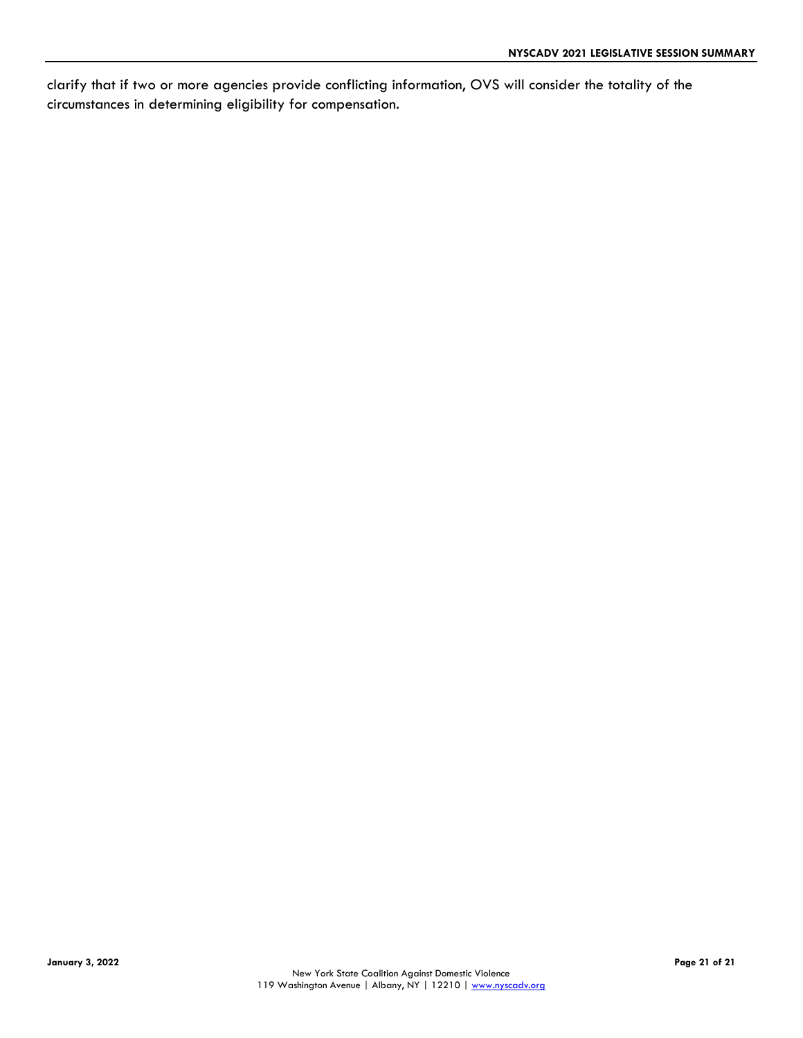clarify that if two or more agencies provide conflicting information, OVS will consider the totality of the circumstances in determining eligibility for compensation.